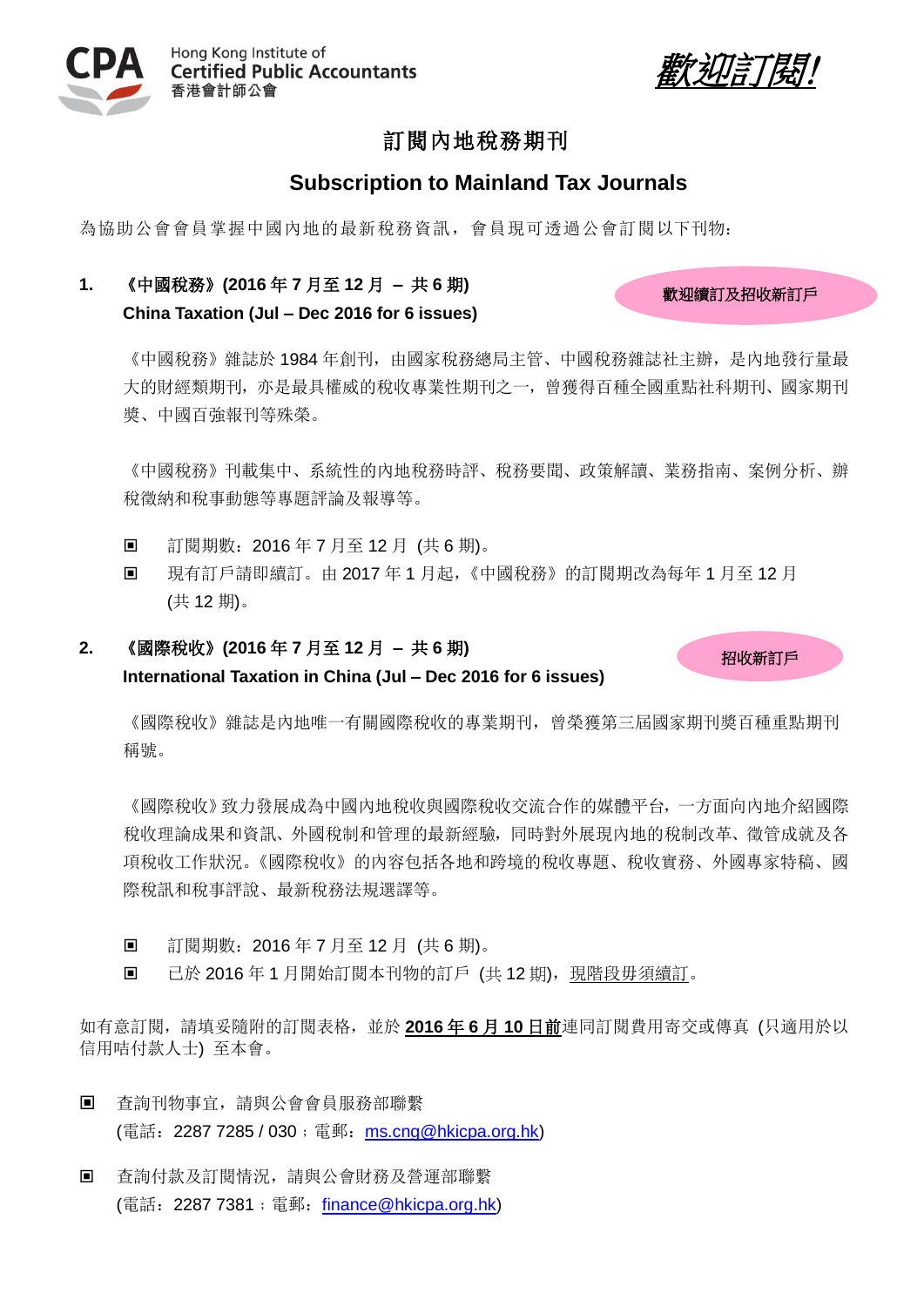Hong Kong Institute of Certified Public Accountants
香港會計師公會

*歡迎訂閱!*

# 訂閱內地稅務期刊

# Subscription to Mainland Tax Journals

為協助公會會員掌握中國內地的最新稅務資訊，會員現可透過公會訂閱以下刊物：

## 1. 《中國稅務》(2016 年 7 月至 12 月 – 共 6 期) China Taxation (Jul – Dec 2016 for 6 issues)

歡迎續訂及招收新訂戶

《中國稅務》雜誌於 1984 年創刊，由國家稅務總局主管、中國稅務雜誌社主辦，是內地發行量最大的財經類期刊，亦是最具權威的稅收專業性期刊之一，曾獲得百種全國重點社科期刊、國家期刊獎、中國百強報刊等殊榮。

《中國稅務》刊載集中、系統性的內地稅務時評、稅務要聞、政策解讀、業務指南、案例分析、辦稅徵納和稅事動態等專題評論及報導等。

- 訂閱期數：2016 年 7 月至 12 月 (共 6 期)。
- 現有訂戶請即續訂。由 2017 年 1 月起，《中國稅務》的訂閱期改為每年 1 月至 12 月 (共 12 期)。

## 2. 《國際稅收》(2016 年 7 月至 12 月 – 共 6 期) International Taxation in China (Jul – Dec 2016 for 6 issues)

招收新訂戶

《國際稅收》雜誌是內地唯一有關國際稅收的專業期刊，曾榮獲第三屆國家期刊獎百種重點期刊稱號。

《國際稅收》致力發展成為中國內地稅收與國際稅收交流合作的媒體平台，一方面向內地介紹國際稅收理論成果和資訊、外國稅制和管理的最新經驗，同時對外展現內地的稅制改革、徵管成就及各項稅收工作狀況。《國際稅收》的內容包括各地和跨境的稅收專題、稅收實務、外國專家特稿、國際稅訊和稅事評說、最新稅務法規選譯等。

- 訂閱期數：2016 年 7 月至 12 月 (共 6 期)。
- 已於 2016 年 1 月開始訂閱本刊物的訂戶 (共 12 期)，現階段毋須續訂。

如有意訂閱，請填妥隨附的訂閱表格，並於 **2016 年 6 月 10 日前**連同訂閱費用寄交或傳真 (只適用於以信用咭付款人士) 至本會。

- 查詢刊物事宜，請與公會會員服務部聯繫
  (電話：2287 7285 / 030；電郵：ms.cnq@hkicpa.org.hk)

- 查詢付款及訂閱情況，請與公會財務及營運部聯繫
  (電話：2287 7381；電郵：finance@hkicpa.org.hk)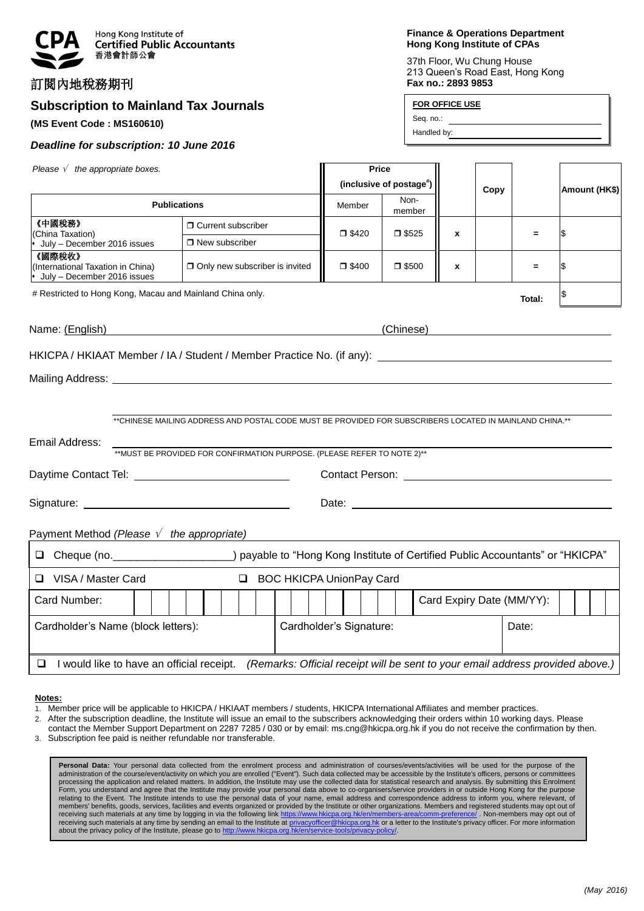Hong Kong Institute of Certified Public Accountants 香港會計師公會

**Finance & Operations Department**
**Hong Kong Institute of CPAs**

37th Floor, Wu Chung House
213 Queen's Road East, Hong Kong
**Fax no.: 2893 9853**

**FOR OFFICE USE**
Seq. no.: \_\_\_\_\_\_\_\_\_\_
Handled by: \_\_\_\_\_\_\_\_\_\_

# 訂閱內地稅務期刊

## Subscription to Mainland Tax Journals

**(MS Event Code : MS160610)**

***Deadline for subscription: 10 June 2016***

*Please √ the appropriate boxes.*

| Publications | | Price (inclusive of postage[#]) Member | Non-member | | Copy | | Amount (HK$) |
|---|---|---|---|---|---|---|---|
| 《中國稅務》 (China Taxation) • July – December 2016 issues | ❒ Current subscriber / ❒ New subscriber | ❒ $420 | ❒ $525 | x | | = | $ |
| 《國際稅收》 (International Taxation in China) • July – December 2016 issues | ❒ Only new subscriber is invited | ❒ $400 | ❒ $500 | x | | = | $ |
| | | | | | | **Total:** | $ |

# Restricted to Hong Kong, Macau and Mainland China only.

Name: (English) \_\_\_\_\_\_\_\_\_\_ (Chinese) \_\_\_\_\_\_\_\_\_\_

HKICPA / HKIAAT Member / IA / Student / Member Practice No. (if any): \_\_\_\_\_\_\_\_\_\_

Mailing Address: \_\_\_\_\_\_\_\_\_\_

\*\*CHINESE MAILING ADDRESS AND POSTAL CODE MUST BE PROVIDED FOR SUBSCRIBERS LOCATED IN MAINLAND CHINA.\*\*

Email Address: \_\_\_\_\_\_\_\_\_\_

\*\*MUST BE PROVIDED FOR CONFIRMATION PURPOSE. (PLEASE REFER TO NOTE 2)\*\*

Daytime Contact Tel: \_\_\_\_\_\_\_\_\_\_ Contact Person: \_\_\_\_\_\_\_\_\_\_

Signature: \_\_\_\_\_\_\_\_\_\_ Date: \_\_\_\_\_\_\_\_\_\_

Payment Method *(Please √ the appropriate)*

❑ Cheque (no.\_\_\_\_\_\_\_\_\_\_\_\_\_\_\_\_\_\_\_) payable to "Hong Kong Institute of Certified Public Accountants" or "HKICPA"

❑ VISA / Master Card ❑ BOC HKICPA UnionPay Card

Card Number: \_\_\_\_\_\_\_\_\_\_ Card Expiry Date (MM/YY): \_\_\_\_\_\_\_\_\_\_

Cardholder's Name (block letters): \_\_\_\_\_\_\_\_\_\_ Cardholder's Signature: \_\_\_\_\_\_\_\_\_\_ Date: \_\_\_\_\_\_\_\_\_\_

❑ I would like to have an official receipt. *(Remarks: Official receipt will be sent to your email address provided above.)*

**Notes:**

1. Member price will be applicable to HKICPA / HKIAAT members / students, HKICPA International Affiliates and member practices.
2. After the subscription deadline, the Institute will issue an email to the subscribers acknowledging their orders within 10 working days. Please contact the Member Support Department on 2287 7285 / 030 or by email: ms.cng@hkicpa.org.hk if you do not receive the confirmation by then.
3. Subscription fee paid is neither refundable nor transferable.

**Personal Data:** Your personal data collected from the enrolment process and administration of courses/events/activities will be used for the purpose of the administration of the course/event/activity on which you are enrolled ("Event"). Such data collected may be accessible by the Institute's officers, persons or committees processing the application and related matters. In addition, the Institute may use the collected data for statistical research and analysis. By submitting this Enrolment Form, you understand and agree that the Institute may provide your personal data above to co-organisers/service providers in or outside Hong Kong for the purpose relating to the Event. The Institute intends to use the personal data of your name, email address and correspondence address to inform you, where relevant, of members' benefits, goods, services, facilities and events organized or provided by the Institute or other organizations. Members and registered students may opt out of receiving such materials at any time by logging in via the following link https://www.hkicpa.org.hk/en/members-area/comm-preference/ . Non-members may opt out of receiving such materials at any time by sending an email to the Institute at privacyofficer@hkicpa.org.hk or a letter to the Institute's privacy officer. For more information about the privacy policy of the Institute, please go to http://www.hkicpa.org.hk/en/service-tools/privacy-policy/.

*(May 2016)*